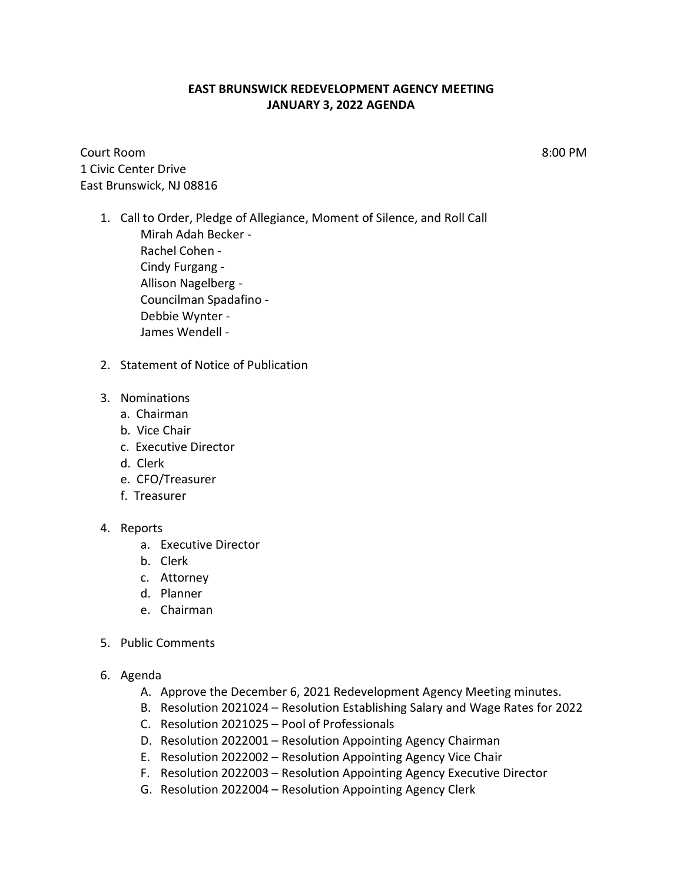# EAST BRUNSWICK REDEVELOPMENT AGENCY MEETING
# JANUARY 3, 2022 AGENDA

Court Room 8:00 PM
1 Civic Center Drive
East Brunswick, NJ 08816

1. Call to Order, Pledge of Allegiance, Moment of Silence, and Roll Call
   - Mirah Adah Becker -
   - Rachel Cohen -
   - Cindy Furgang -
   - Allison Nagelberg -
   - Councilman Spadafino -
   - Debbie Wynter -
   - James Wendell -

2. Statement of Notice of Publication

3. Nominations
   a. Chairman
   b. Vice Chair
   c. Executive Director
   d. Clerk
   e. CFO/Treasurer
   f. Treasurer

4. Reports
   a. Executive Director
   b. Clerk
   c. Attorney
   d. Planner
   e. Chairman

5. Public Comments

6. Agenda
   A. Approve the December 6, 2021 Redevelopment Agency Meeting minutes.
   B. Resolution 2021024 – Resolution Establishing Salary and Wage Rates for 2022
   C. Resolution 2021025 – Pool of Professionals
   D. Resolution 2022001 – Resolution Appointing Agency Chairman
   E. Resolution 2022002 – Resolution Appointing Agency Vice Chair
   F. Resolution 2022003 – Resolution Appointing Agency Executive Director
   G. Resolution 2022004 – Resolution Appointing Agency Clerk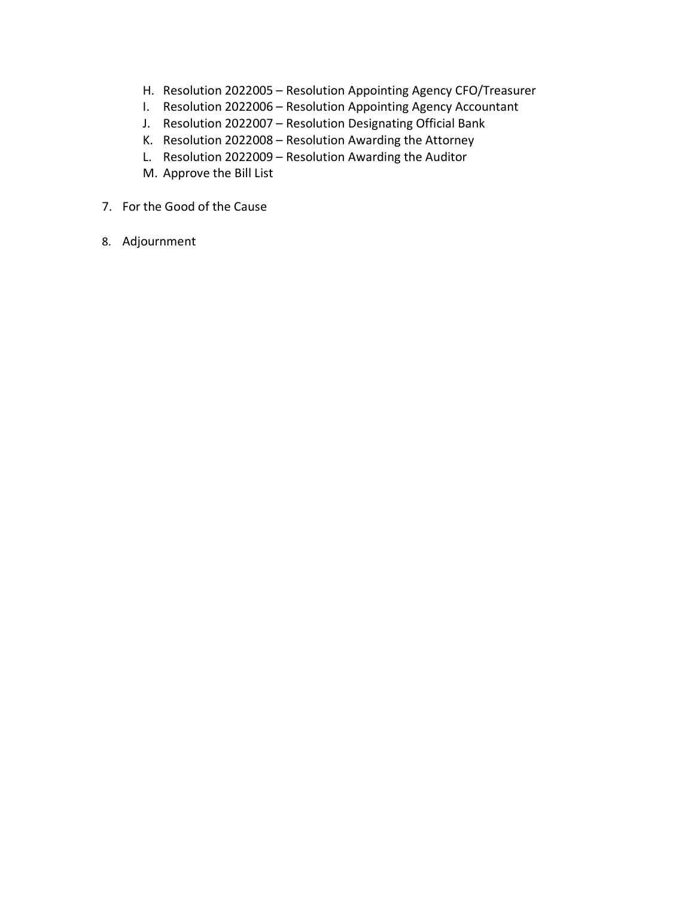H. Resolution 2022005 – Resolution Appointing Agency CFO/Treasurer
I. Resolution 2022006 – Resolution Appointing Agency Accountant
J. Resolution 2022007 – Resolution Designating Official Bank
K. Resolution 2022008 – Resolution Awarding the Attorney
L. Resolution 2022009 – Resolution Awarding the Auditor
M. Approve the Bill List

7. For the Good of the Cause

8. Adjournment